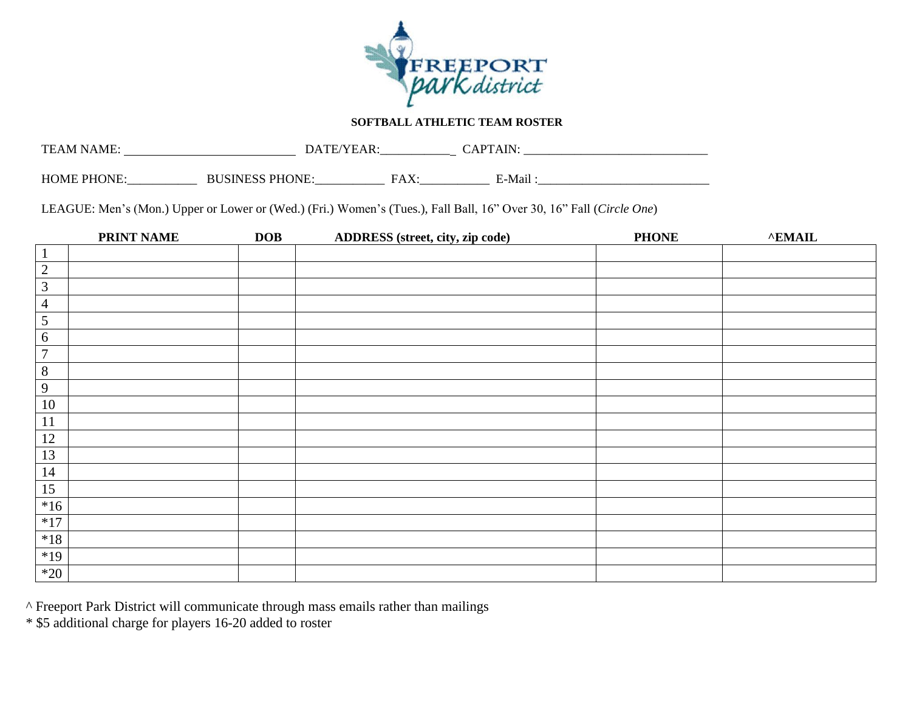FREEPORT park district

## SOFTBALL ATHLETIC TEAM ROSTER

TEAM NAME: ___________________________ DATE/YEAR:___________ CAPTAIN: _____________________________

HOME PHONE:___________ BUSINESS PHONE:___________ FAX:___________ E-Mail :___________________________

LEAGUE: Men's (Mon.) Upper or Lower or (Wed.) (Fri.) Women's (Tues.), Fall Ball, 16" Over 30, 16" Fall (*Circle One*)

| | PRINT NAME | DOB | ADDRESS (street, city, zip code) | PHONE | ^EMAIL |
|---|---|---|---|---|---|
| 1 | | | | | |
| 2 | | | | | |
| 3 | | | | | |
| 4 | | | | | |
| 5 | | | | | |
| 6 | | | | | |
| 7 | | | | | |
| 8 | | | | | |
| 9 | | | | | |
| 10 | | | | | |
| 11 | | | | | |
| 12 | | | | | |
| 13 | | | | | |
| 14 | | | | | |
| 15 | | | | | |
| *16 | | | | | |
| *17 | | | | | |
| *18 | | | | | |
| *19 | | | | | |
| *20 | | | | | |

^ Freeport Park District will communicate through mass emails rather than mailings

* $5 additional charge for players 16-20 added to roster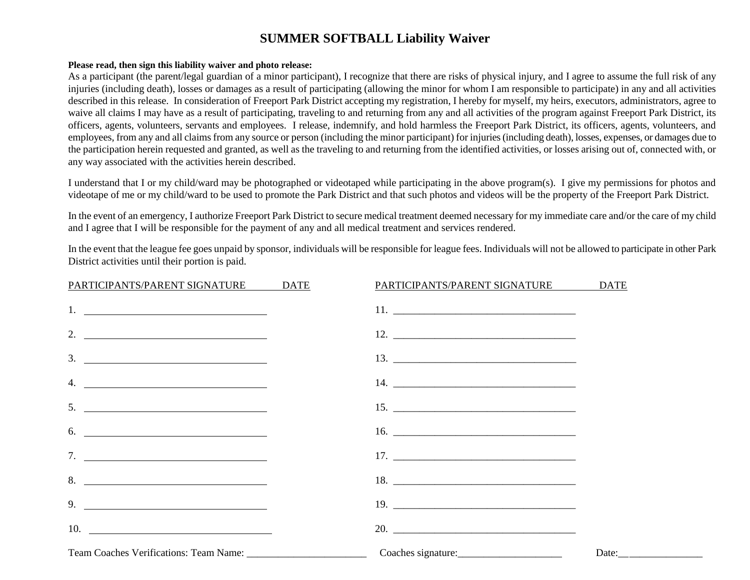# SUMMER SOFTBALL Liability Waiver

**Please read, then sign this liability waiver and photo release:**
As a participant (the parent/legal guardian of a minor participant), I recognize that there are risks of physical injury, and I agree to assume the full risk of any injuries (including death), losses or damages as a result of participating (allowing the minor for whom I am responsible to participate) in any and all activities described in this release. In consideration of Freeport Park District accepting my registration, I hereby for myself, my heirs, executors, administrators, agree to waive all claims I may have as a result of participating, traveling to and returning from any and all activities of the program against Freeport Park District, its officers, agents, volunteers, servants and employees. I release, indemnify, and hold harmless the Freeport Park District, its officers, agents, volunteers, and employees, from any and all claims from any source or person (including the minor participant) for injuries (including death), losses, expenses, or damages due to the participation herein requested and granted, as well as the traveling to and returning from the identified activities, or losses arising out of, connected with, or any way associated with the activities herein described.

I understand that I or my child/ward may be photographed or videotaped while participating in the above program(s). I give my permissions for photos and videotape of me or my child/ward to be used to promote the Park District and that such photos and videos will be the property of the Freeport Park District.

In the event of an emergency, I authorize Freeport Park District to secure medical treatment deemed necessary for my immediate care and/or the care of my child and I agree that I will be responsible for the payment of any and all medical treatment and services rendered.

In the event that the league fee goes unpaid by sponsor, individuals will be responsible for league fees. Individuals will not be allowed to participate in other Park District activities until their portion is paid.

| PARTICIPANTS/PARENT SIGNATURE | DATE | PARTICIPANTS/PARENT SIGNATURE | DATE |
|---|---|---|---|
| 1. ____________________ | | 11. ____________________ | |
| 2. ____________________ | | 12. ____________________ | |
| 3. ____________________ | | 13. ____________________ | |
| 4. ____________________ | | 14. ____________________ | |
| 5. ____________________ | | 15. ____________________ | |
| 6. ____________________ | | 16. ____________________ | |
| 7. ____________________ | | 17. ____________________ | |
| 8. ____________________ | | 18. ____________________ | |
| 9. ____________________ | | 19. ____________________ | |
| 10. ____________________ | | 20. ____________________ | |

Team Coaches Verifications: Team Name: _______________________ Coaches signature:____________________ Date:_________________